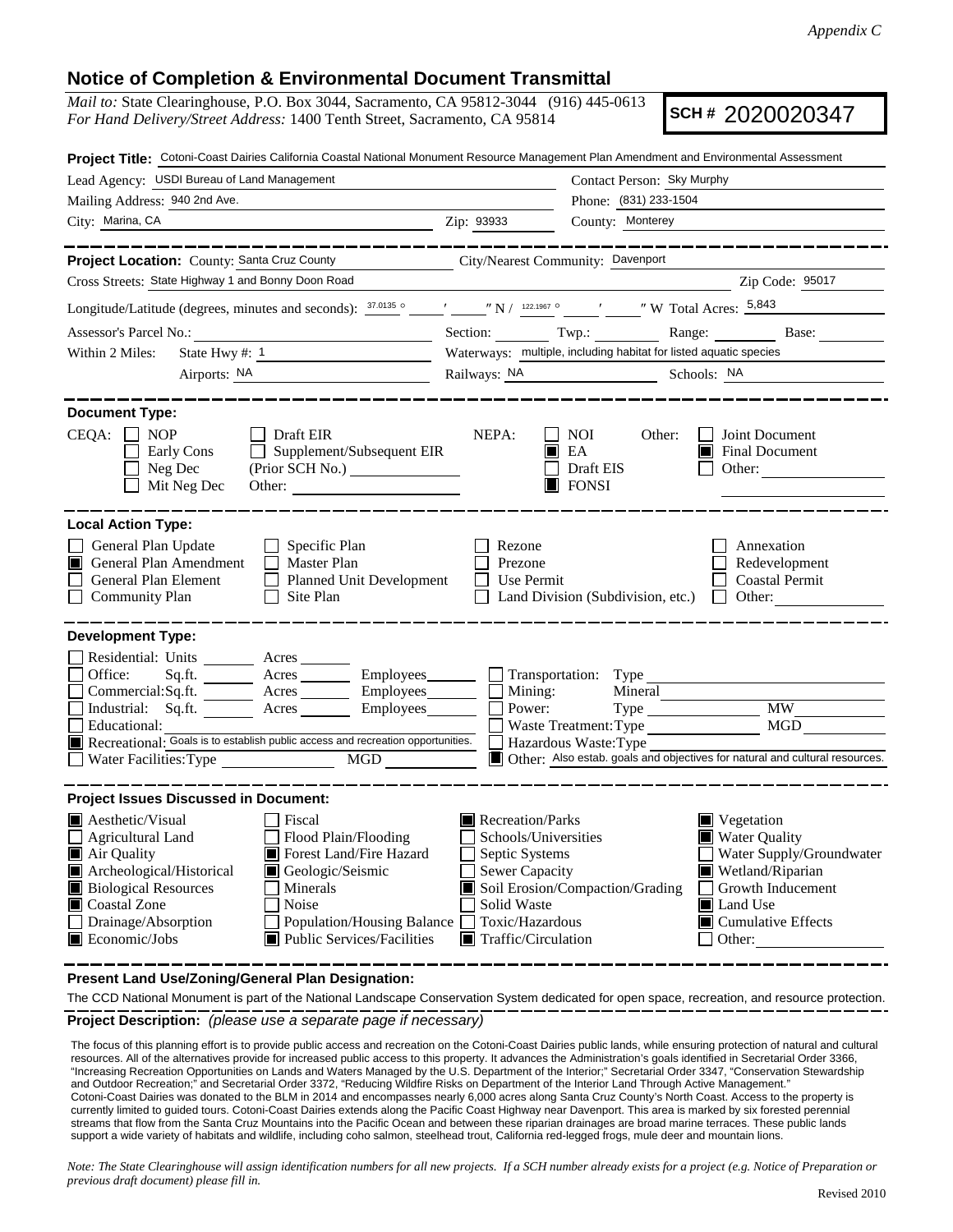*Appendix C*

## Notice of Completion & Environmental Document Transmittal

*Mail to:* State Clearinghouse, P.O. Box 3044, Sacramento, CA 95812-3044 (916) 445-0613
*For Hand Delivery/Street Address:* 1400 Tenth Street, Sacramento, CA 95814

**SCH #** 2020020347

**Project Title:** Cotoni-Coast Dairies California Coastal National Monument Resource Management Plan Amendment and Environmental Assessment

Lead Agency: USDI Bureau of Land Management
Contact Person: Sky Murphy
Mailing Address: 940 2nd Ave.
Phone: (831) 233-1504
City: Marina, CA
Zip: 93933
County: Monterey

**Project Location:** County: Santa Cruz County
City/Nearest Community: Davenport
Cross Streets: State Highway 1 and Bonny Doon Road
Zip Code: 95017
Longitude/Latitude (degrees, minutes and seconds): 37.0135 ° ___ ′ ___ ″ N / 122.1967 ° ___ ′ ___ ″ W Total Acres: 5,843
Assessor's Parcel No.: ___ Section: ___ Twp.: ___ Range: ___ Base: ___
Within 2 Miles: State Hwy #: 1
Waterways: multiple, including habitat for listed aquatic species
Airports: NA
Railways: NA
Schools: NA

**Document Type:**

CEQA: ☐ NOP ☐ Early Cons ☐ Neg Dec ☐ Mit Neg Dec ☐ Draft EIR ☐ Supplement/Subsequent EIR (Prior SCH No.) ___ Other: ___

NEPA: ☐ NOI ☒ EA ☐ Draft EIS ☒ FONSI

Other: ☐ Joint Document ☒ Final Document ☐ Other: ___

**Local Action Type:**

☐ General Plan Update
☒ General Plan Amendment
☐ General Plan Element
☐ Community Plan
☐ Specific Plan
☐ Master Plan
☐ Planned Unit Development
☐ Site Plan
☐ Rezone
☐ Prezone
☐ Use Permit
☐ Land Division (Subdivision, etc.)
☐ Annexation
☐ Redevelopment
☐ Coastal Permit
☐ Other: ___

**Development Type:**

☐ Residential: Units ___ Acres ___
☐ Office: Sq.ft. ___ Acres ___ Employees ___
☐ Commercial: Sq.ft. ___ Acres ___ Employees ___
☐ Industrial: Sq.ft. ___ Acres ___ Employees ___
☐ Educational: ___
☒ Recreational: Goals is to establish public access and recreation opportunities.
☐ Water Facilities: Type ___ MGD ___
☐ Transportation: Type ___
☐ Mining: Mineral ___
☐ Power: Type ___ MW ___
☐ Waste Treatment: Type ___ MGD ___
☐ Hazardous Waste: Type ___
☒ Other: Also estab. goals and objectives for natural and cultural resources.

**Project Issues Discussed in Document:**

☒ Aesthetic/Visual
☐ Agricultural Land
☒ Air Quality
☒ Archeological/Historical
☒ Biological Resources
☒ Coastal Zone
☐ Drainage/Absorption
☒ Economic/Jobs
☐ Fiscal
☐ Flood Plain/Flooding
☒ Forest Land/Fire Hazard
☒ Geologic/Seismic
☐ Minerals
☐ Noise
☐ Population/Housing Balance
☒ Public Services/Facilities
☒ Recreation/Parks
☐ Schools/Universities
☐ Septic Systems
☐ Sewer Capacity
☒ Soil Erosion/Compaction/Grading
☐ Solid Waste
☐ Toxic/Hazardous
☒ Traffic/Circulation
☒ Vegetation
☒ Water Quality
☐ Water Supply/Groundwater
☒ Wetland/Riparian
☐ Growth Inducement
☒ Land Use
☒ Cumulative Effects
☐ Other: ___

**Present Land Use/Zoning/General Plan Designation:**

The CCD National Monument is part of the National Landscape Conservation System dedicated for open space, recreation, and resource protection.

**Project Description:** *(please use a separate page if necessary)*

The focus of this planning effort is to provide public access and recreation on the Cotoni-Coast Dairies public lands, while ensuring protection of natural and cultural resources. All of the alternatives provide for increased public access to this property. It advances the Administration's goals identified in Secretarial Order 3366, "Increasing Recreation Opportunities on Lands and Waters Managed by the U.S. Department of the Interior;" Secretarial Order 3347, "Conservation Stewardship and Outdoor Recreation;" and Secretarial Order 3372, "Reducing Wildfire Risks on Department of the Interior Land Through Active Management." Cotoni-Coast Dairies was donated to the BLM in 2014 and encompasses nearly 6,000 acres along Santa Cruz County's North Coast. Access to the property is currently limited to guided tours. Cotoni-Coast Dairies extends along the Pacific Coast Highway near Davenport. This area is marked by six forested perennial streams that flow from the Santa Cruz Mountains into the Pacific Ocean and between these riparian drainages are broad marine terraces. These public lands support a wide variety of habitats and wildlife, including coho salmon, steelhead trout, California red-legged frogs, mule deer and mountain lions.

*Note: The State Clearinghouse will assign identification numbers for all new projects. If a SCH number already exists for a project (e.g. Notice of Preparation or previous draft document) please fill in.*

Revised 2010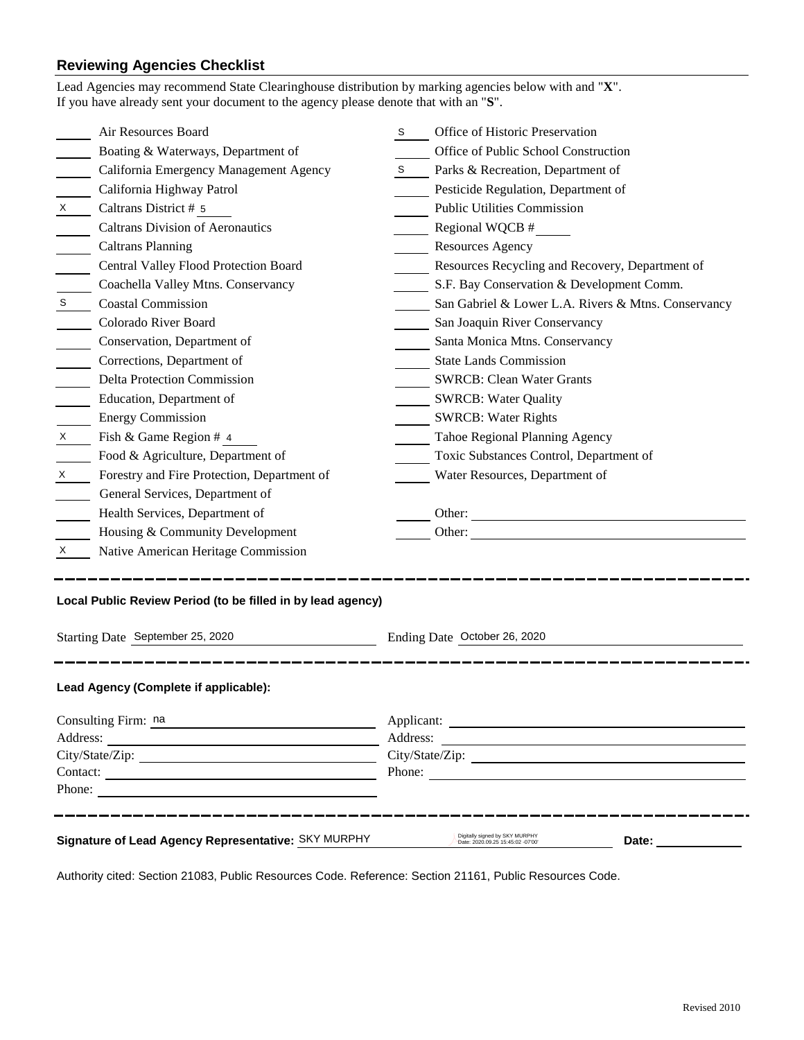## Reviewing Agencies Checklist

Lead Agencies may recommend State Clearinghouse distribution by marking agencies below with and "**X**".
If you have already sent your document to the agency please denote that with an "**S**".

| | | | |
|---|---|---|---|
| | Air Resources Board | S | Office of Historic Preservation |
| | Boating & Waterways, Department of | | Office of Public School Construction |
| | California Emergency Management Agency | S | Parks & Recreation, Department of |
| | California Highway Patrol | | Pesticide Regulation, Department of |
| X | Caltrans District # 5 | | Public Utilities Commission |
| | Caltrans Division of Aeronautics | | Regional WQCB # |
| | Caltrans Planning | | Resources Agency |
| | Central Valley Flood Protection Board | | Resources Recycling and Recovery, Department of |
| | Coachella Valley Mtns. Conservancy | | S.F. Bay Conservation & Development Comm. |
| S | Coastal Commission | | San Gabriel & Lower L.A. Rivers & Mtns. Conservancy |
| | Colorado River Board | | San Joaquin River Conservancy |
| | Conservation, Department of | | Santa Monica Mtns. Conservancy |
| | Corrections, Department of | | State Lands Commission |
| | Delta Protection Commission | | SWRCB: Clean Water Grants |
| | Education, Department of | | SWRCB: Water Quality |
| | Energy Commission | | SWRCB: Water Rights |
| X | Fish & Game Region # 4 | | Tahoe Regional Planning Agency |
| | Food & Agriculture, Department of | | Toxic Substances Control, Department of |
| X | Forestry and Fire Protection, Department of | | Water Resources, Department of |
| | General Services, Department of | | |
| | Health Services, Department of | | Other: |
| | Housing & Community Development | | Other: |
| X | Native American Heritage Commission | | |

---

**Local Public Review Period (to be filled in by lead agency)**

Starting Date September 25, 2020 Ending Date October 26, 2020

---

**Lead Agency (Complete if applicable):**

Consulting Firm: na
Address:
City/State/Zip:
Contact:
Phone:

Applicant:
Address:
City/State/Zip:
Phone:

---

**Signature of Lead Agency Representative:** SKY MURPHY Digitally signed by SKY MURPHY Date: 2020.09.25 15:45:02 -07'00' **Date:**

Authority cited: Section 21083, Public Resources Code. Reference: Section 21161, Public Resources Code.

Revised 2010